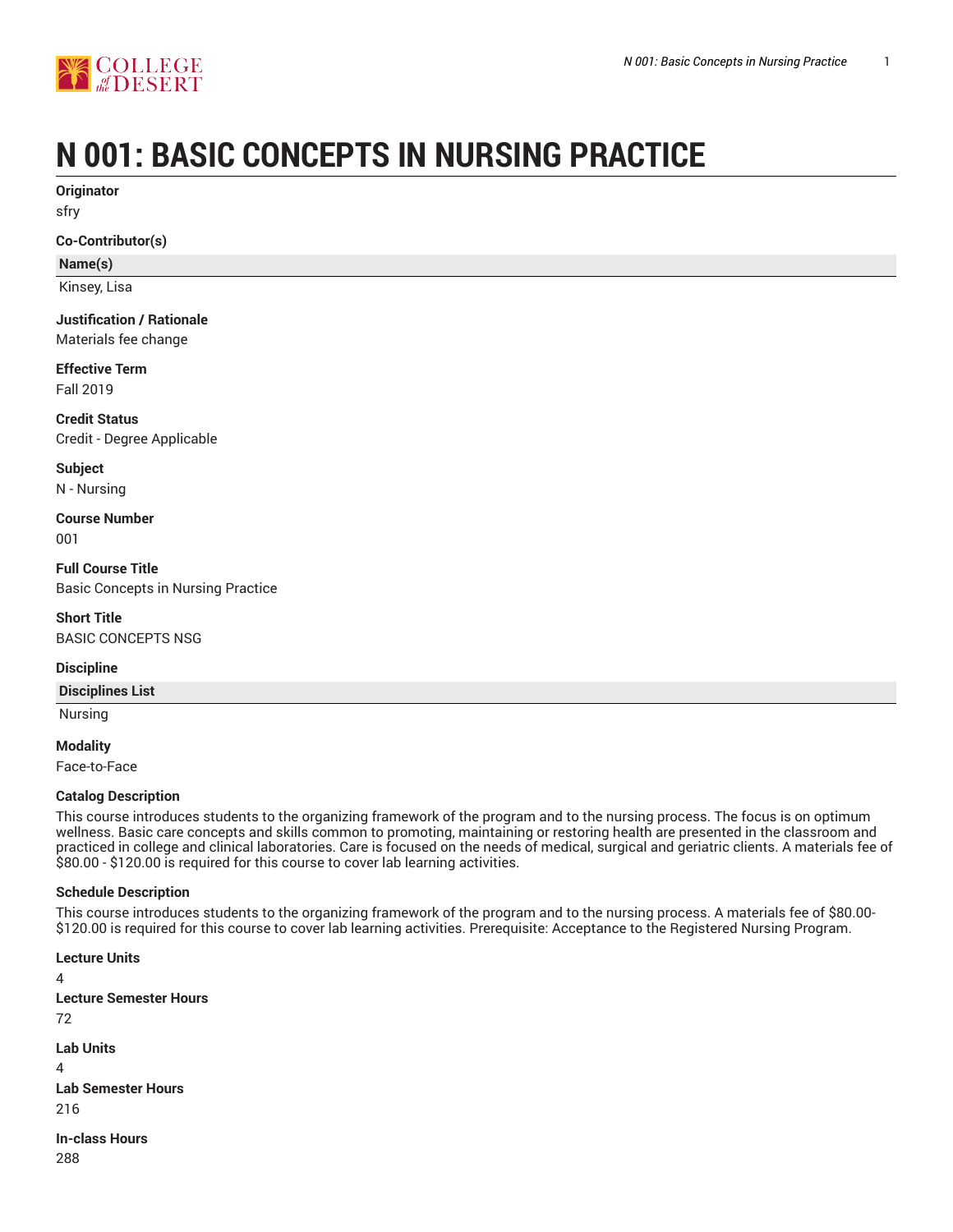# N 001: BASIC CONCEPTS IN NURSING PRACTICE

**Originator**

sfry

**Co-Contributor(s)**

| Name(s) |
| --- |
| Kinsey, Lisa |

**Justification / Rationale**

Materials fee change

**Effective Term**

Fall 2019

**Credit Status**

Credit - Degree Applicable

**Subject**

N - Nursing

**Course Number**

001

**Full Course Title**

Basic Concepts in Nursing Practice

**Short Title**

BASIC CONCEPTS NSG

**Discipline**

| Disciplines List |
| --- |
| Nursing |

**Modality**

Face-to-Face

**Catalog Description**

This course introduces students to the organizing framework of the program and to the nursing process. The focus is on optimum wellness. Basic care concepts and skills common to promoting, maintaining or restoring health are presented in the classroom and practiced in college and clinical laboratories. Care is focused on the needs of medical, surgical and geriatric clients. A materials fee of $80.00 - $120.00 is required for this course to cover lab learning activities.

**Schedule Description**

This course introduces students to the organizing framework of the program and to the nursing process. A materials fee of $80.00-$120.00 is required for this course to cover lab learning activities. Prerequisite: Acceptance to the Registered Nursing Program.

**Lecture Units**

4

**Lecture Semester Hours**

72

**Lab Units**

4

**Lab Semester Hours**

216

**In-class Hours**

288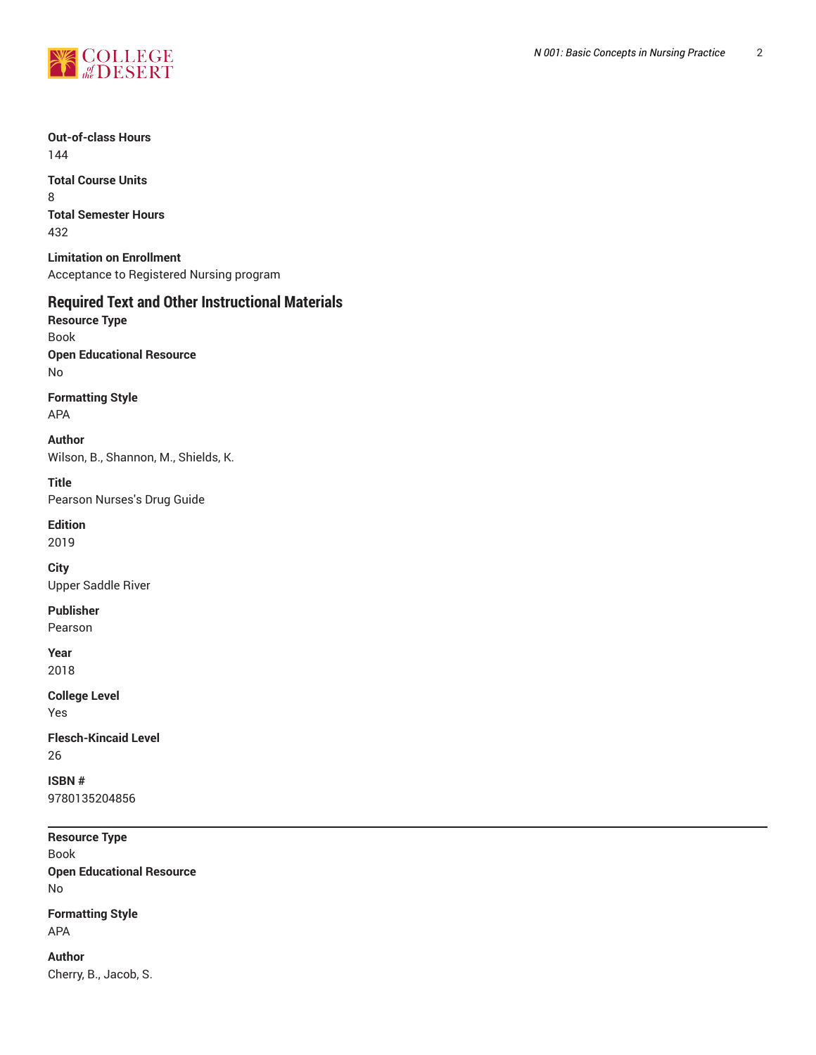**Out-of-class Hours**
144

**Total Course Units**
8

**Total Semester Hours**
432

**Limitation on Enrollment**
Acceptance to Registered Nursing program

## Required Text and Other Instructional Materials

**Resource Type**
Book

**Open Educational Resource**
No

**Formatting Style**
APA

**Author**
Wilson, B., Shannon, M., Shields, K.

**Title**
Pearson Nurses's Drug Guide

**Edition**
2019

**City**
Upper Saddle River

**Publisher**
Pearson

**Year**
2018

**College Level**
Yes

**Flesch-Kincaid Level**
26

**ISBN #**
9780135204856

---

**Resource Type**
Book

**Open Educational Resource**
No

**Formatting Style**
APA

**Author**
Cherry, B., Jacob, S.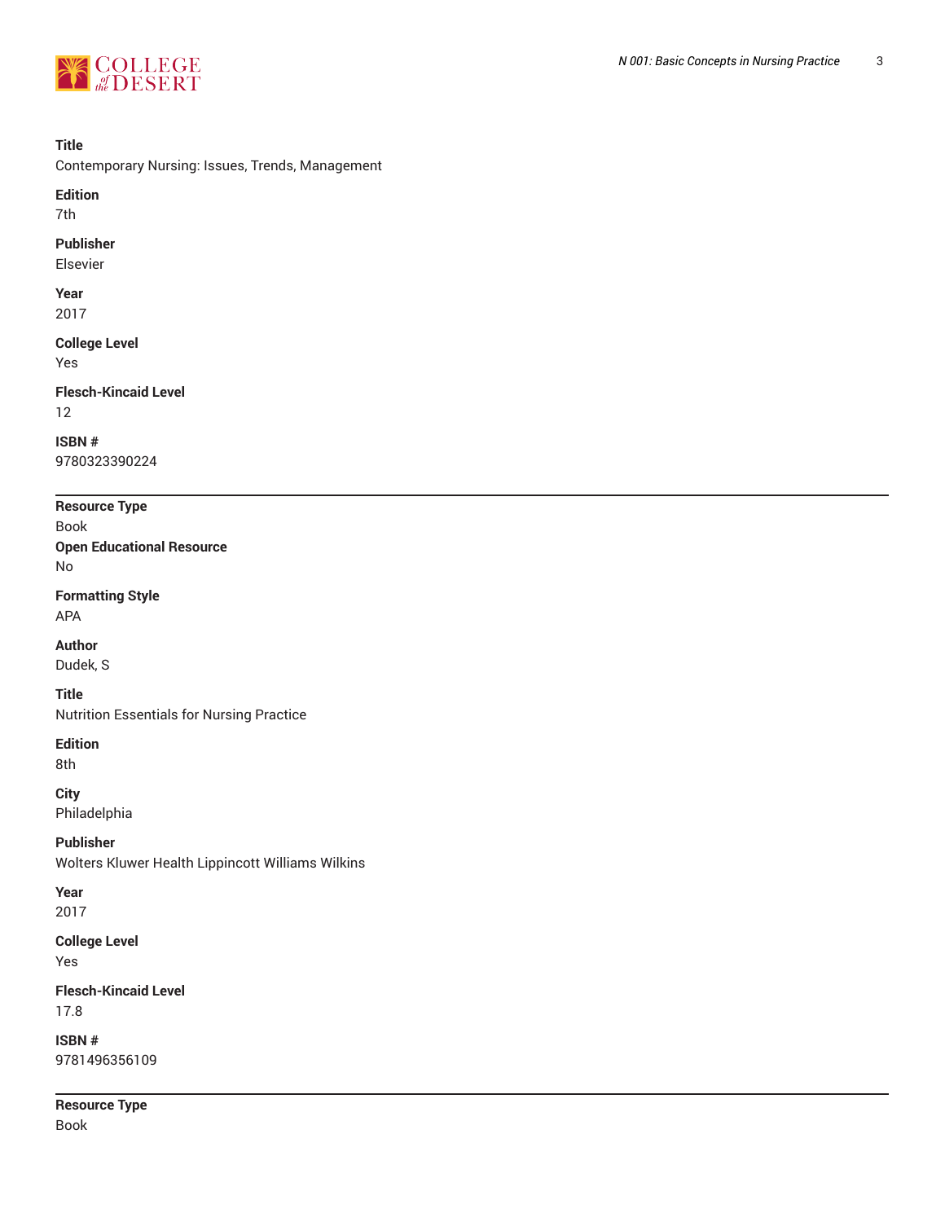**Title**
Contemporary Nursing: Issues, Trends, Management

**Edition**
7th

**Publisher**
Elsevier

**Year**
2017

**College Level**
Yes

**Flesch-Kincaid Level**
12

**ISBN #**
9780323390224

---

**Resource Type**
Book

**Open Educational Resource**
No

**Formatting Style**
APA

**Author**
Dudek, S

**Title**
Nutrition Essentials for Nursing Practice

**Edition**
8th

**City**
Philadelphia

**Publisher**
Wolters Kluwer Health Lippincott Williams Wilkins

**Year**
2017

**College Level**
Yes

**Flesch-Kincaid Level**
17.8

**ISBN #**
9781496356109

---

**Resource Type**
Book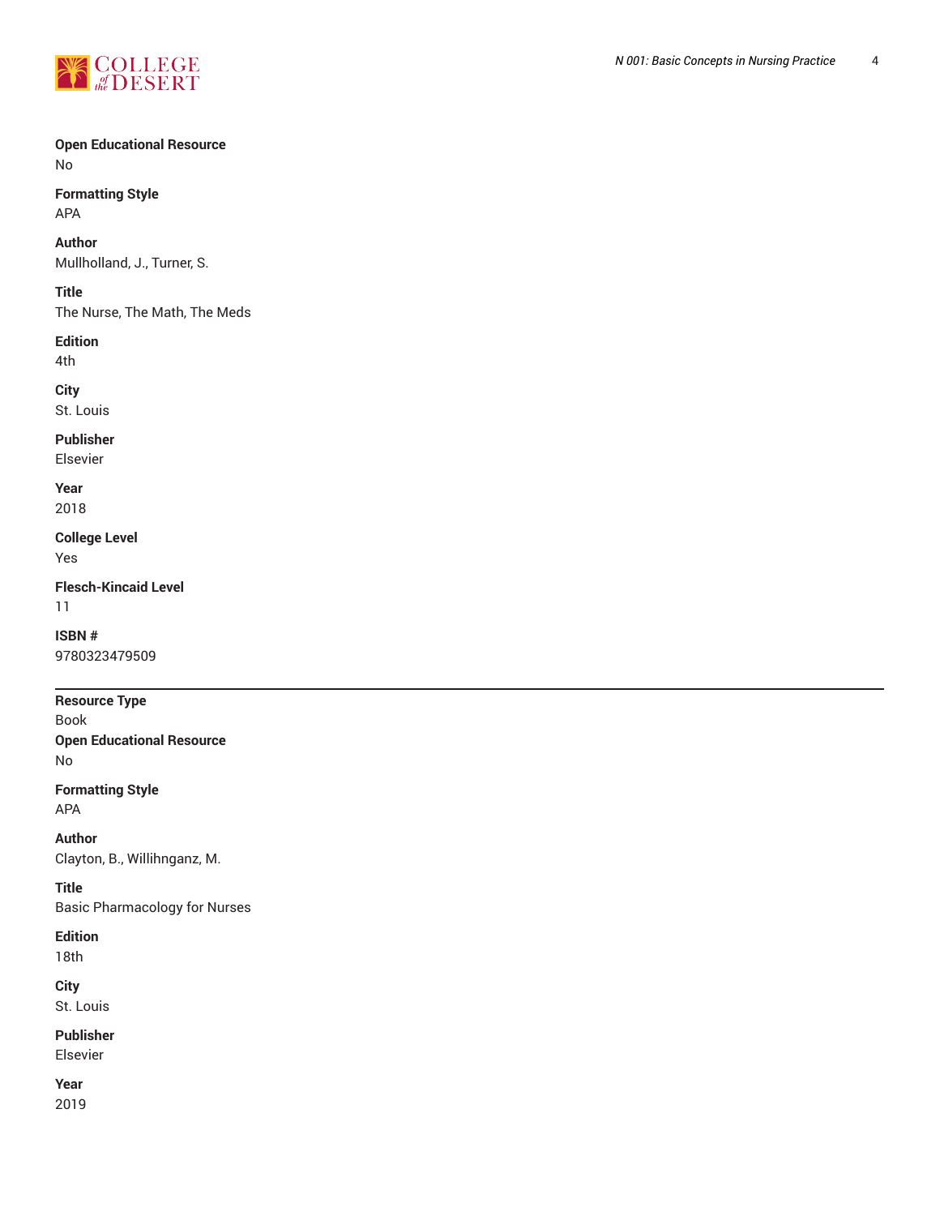**Open Educational Resource**
No

**Formatting Style**
APA

**Author**
Mullholland, J., Turner, S.

**Title**
The Nurse, The Math, The Meds

**Edition**
4th

**City**
St. Louis

**Publisher**
Elsevier

**Year**
2018

**College Level**
Yes

**Flesch-Kincaid Level**
11

**ISBN #**
9780323479509

---

**Resource Type**
Book

**Open Educational Resource**
No

**Formatting Style**
APA

**Author**
Clayton, B., Willihnganz, M.

**Title**
Basic Pharmacology for Nurses

**Edition**
18th

**City**
St. Louis

**Publisher**
Elsevier

**Year**
2019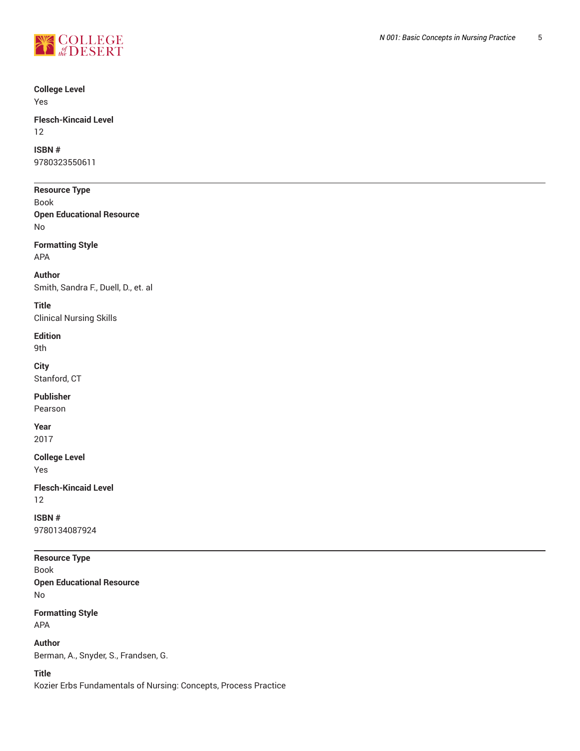**College Level**
Yes

**Flesch-Kincaid Level**
12

**ISBN #**
9780323550611

---

**Resource Type**
Book

**Open Educational Resource**
No

**Formatting Style**
APA

**Author**
Smith, Sandra F., Duell, D., et. al

**Title**
Clinical Nursing Skills

**Edition**
9th

**City**
Stanford, CT

**Publisher**
Pearson

**Year**
2017

**College Level**
Yes

**Flesch-Kincaid Level**
12

**ISBN #**
9780134087924

---

**Resource Type**
Book

**Open Educational Resource**
No

**Formatting Style**
APA

**Author**
Berman, A., Snyder, S., Frandsen, G.

**Title**
Kozier Erbs Fundamentals of Nursing: Concepts, Process Practice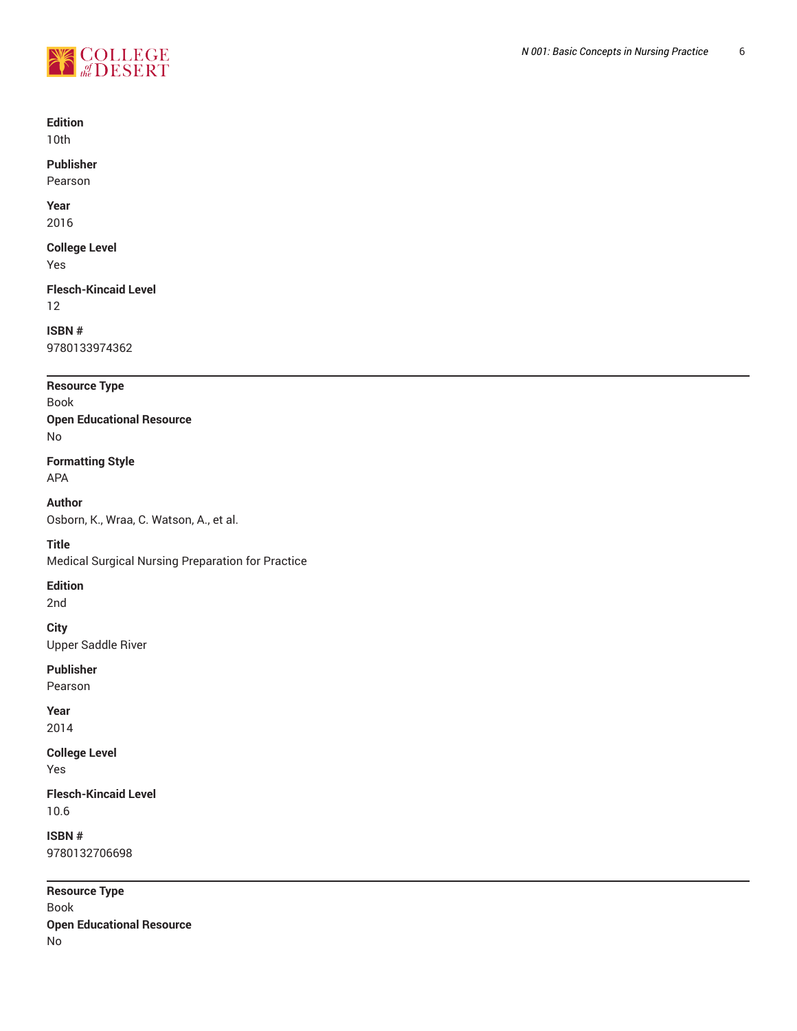**Edition**
10th

**Publisher**
Pearson

**Year**
2016

**College Level**
Yes

**Flesch-Kincaid Level**
12

**ISBN #**
9780133974362

---

**Resource Type**
Book

**Open Educational Resource**
No

**Formatting Style**
APA

**Author**
Osborn, K., Wraa, C. Watson, A., et al.

**Title**
Medical Surgical Nursing Preparation for Practice

**Edition**
2nd

**City**
Upper Saddle River

**Publisher**
Pearson

**Year**
2014

**College Level**
Yes

**Flesch-Kincaid Level**
10.6

**ISBN #**
9780132706698

---

**Resource Type**
Book

**Open Educational Resource**
No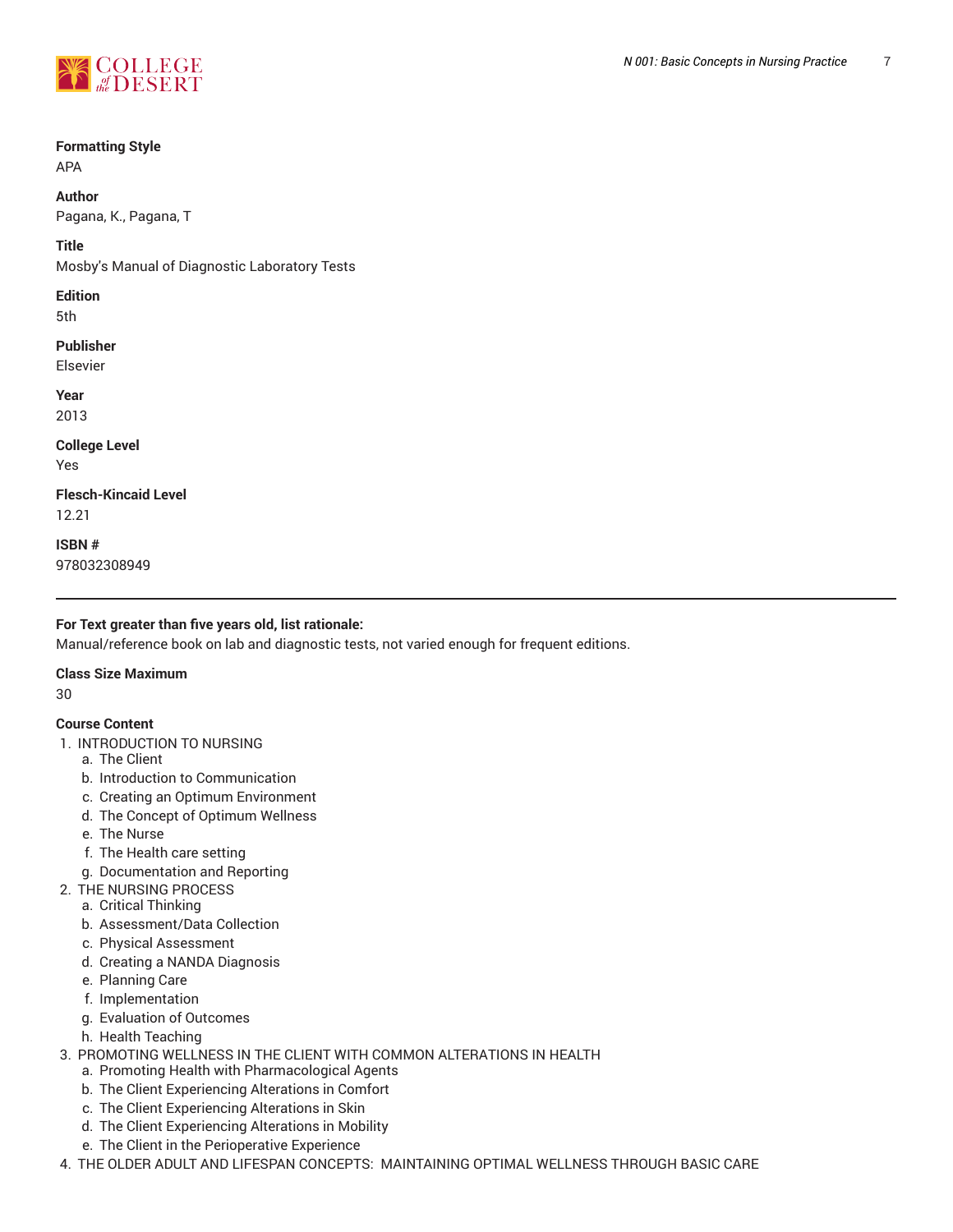**Formatting Style**

APA

**Author**

Pagana, K., Pagana, T

**Title**

Mosby's Manual of Diagnostic Laboratory Tests

**Edition**

5th

**Publisher**

Elsevier

**Year**

2013

**College Level**

Yes

**Flesch-Kincaid Level**

12.21

**ISBN #**

978032308949

---

**For Text greater than five years old, list rationale:**

Manual/reference book on lab and diagnostic tests, not varied enough for frequent editions.

**Class Size Maximum**

30

**Course Content**

1. INTRODUCTION TO NURSING
    a. The Client
    b. Introduction to Communication
    c. Creating an Optimum Environment
    d. The Concept of Optimum Wellness
    e. The Nurse
    f. The Health care setting
    g. Documentation and Reporting
2. THE NURSING PROCESS
    a. Critical Thinking
    b. Assessment/Data Collection
    c. Physical Assessment
    d. Creating a NANDA Diagnosis
    e. Planning Care
    f. Implementation
    g. Evaluation of Outcomes
    h. Health Teaching
3. PROMOTING WELLNESS IN THE CLIENT WITH COMMON ALTERATIONS IN HEALTH
    a. Promoting Health with Pharmacological Agents
    b. The Client Experiencing Alterations in Comfort
    c. The Client Experiencing Alterations in Skin
    d. The Client Experiencing Alterations in Mobility
    e. The Client in the Perioperative Experience
4. THE OLDER ADULT AND LIFESPAN CONCEPTS: MAINTAINING OPTIMAL WELLNESS THROUGH BASIC CARE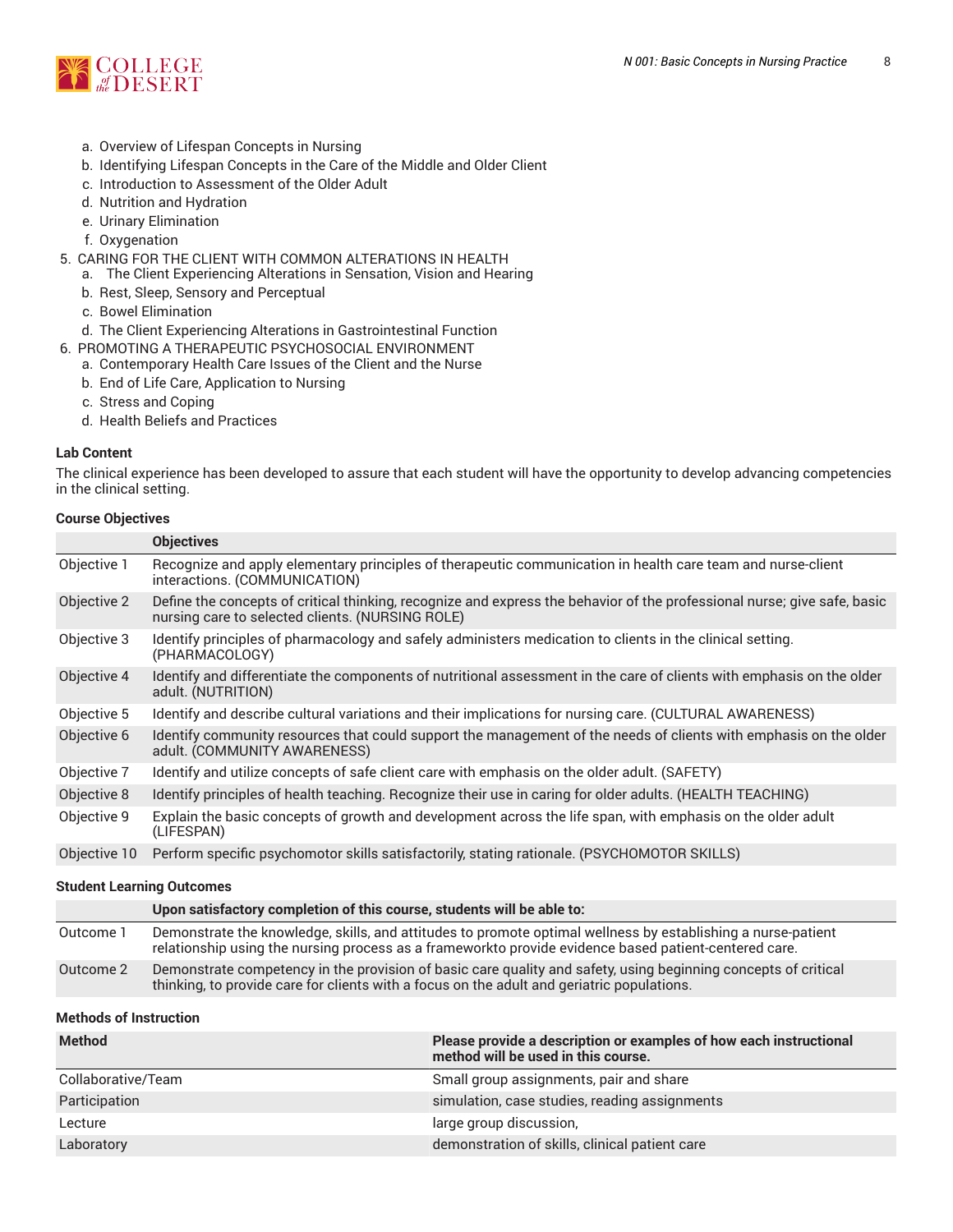a. Overview of Lifespan Concepts in Nursing
   b. Identifying Lifespan Concepts in the Care of the Middle and Older Client
   c. Introduction to Assessment of the Older Adult
   d. Nutrition and Hydration
   e. Urinary Elimination
   f. Oxygenation
5. CARING FOR THE CLIENT WITH COMMON ALTERATIONS IN HEALTH
   a. The Client Experiencing Alterations in Sensation, Vision and Hearing
   b. Rest, Sleep, Sensory and Perceptual
   c. Bowel Elimination
   d. The Client Experiencing Alterations in Gastrointestinal Function
6. PROMOTING A THERAPEUTIC PSYCHOSOCIAL ENVIRONMENT
   a. Contemporary Health Care Issues of the Client and the Nurse
   b. End of Life Care, Application to Nursing
   c. Stress and Coping
   d. Health Beliefs and Practices

#### Lab Content

The clinical experience has been developed to assure that each student will have the opportunity to develop advancing competencies in the clinical setting.

#### Course Objectives

| | Objectives |
|---|---|
| Objective 1 | Recognize and apply elementary principles of therapeutic communication in health care team and nurse-client interactions. (COMMUNICATION) |
| Objective 2 | Define the concepts of critical thinking, recognize and express the behavior of the professional nurse; give safe, basic nursing care to selected clients. (NURSING ROLE) |
| Objective 3 | Identify principles of pharmacology and safely administers medication to clients in the clinical setting. (PHARMACOLOGY) |
| Objective 4 | Identify and differentiate the components of nutritional assessment in the care of clients with emphasis on the older adult. (NUTRITION) |
| Objective 5 | Identify and describe cultural variations and their implications for nursing care. (CULTURAL AWARENESS) |
| Objective 6 | Identify community resources that could support the management of the needs of clients with emphasis on the older adult. (COMMUNITY AWARENESS) |
| Objective 7 | Identify and utilize concepts of safe client care with emphasis on the older adult. (SAFETY) |
| Objective 8 | Identify principles of health teaching. Recognize their use in caring for older adults. (HEALTH TEACHING) |
| Objective 9 | Explain the basic concepts of growth and development across the life span, with emphasis on the older adult (LIFESPAN) |
| Objective 10 | Perform specific psychomotor skills satisfactorily, stating rationale. (PSYCHOMOTOR SKILLS) |

#### Student Learning Outcomes

| | Upon satisfactory completion of this course, students will be able to: |
|---|---|
| Outcome 1 | Demonstrate the knowledge, skills, and attitudes to promote optimal wellness by establishing a nurse-patient relationship using the nursing process as a frameworkto provide evidence based patient-centered care. |
| Outcome 2 | Demonstrate competency in the provision of basic care quality and safety, using beginning concepts of critical thinking, to provide care for clients with a focus on the adult and geriatric populations. |

#### Methods of Instruction

| Method | Please provide a description or examples of how each instructional method will be used in this course. |
|---|---|
| Collaborative/Team | Small group assignments, pair and share |
| Participation | simulation, case studies, reading assignments |
| Lecture | large group discussion, |
| Laboratory | demonstration of skills, clinical patient care |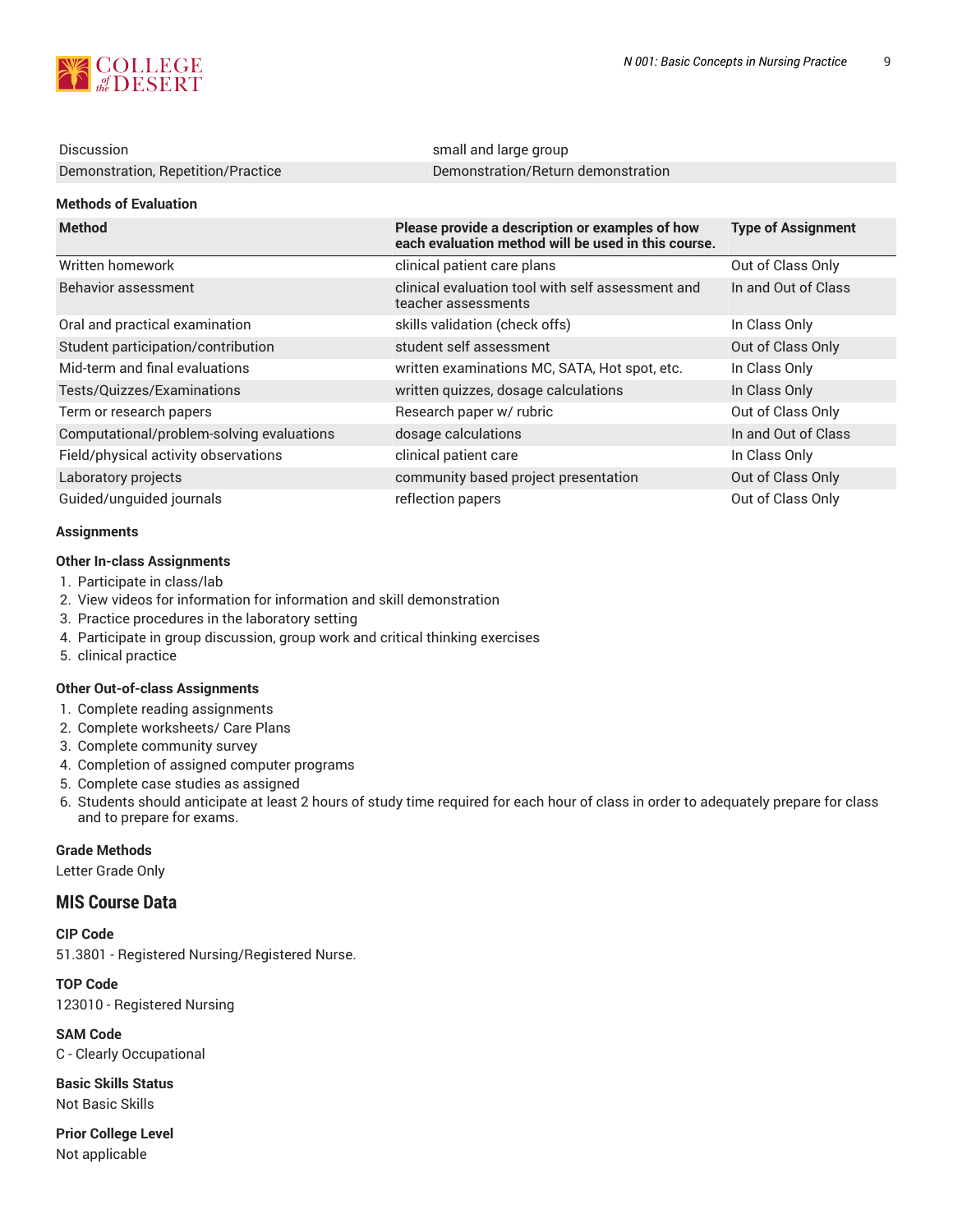| | |
|---|---|
| Discussion | small and large group |
| Demonstration, Repetition/Practice | Demonstration/Return demonstration |

**Methods of Evaluation**

| Method | Please provide a description or examples of how each evaluation method will be used in this course. | Type of Assignment |
|---|---|---|
| Written homework | clinical patient care plans | Out of Class Only |
| Behavior assessment | clinical evaluation tool with self assessment and teacher assessments | In and Out of Class |
| Oral and practical examination | skills validation (check offs) | In Class Only |
| Student participation/contribution | student self assessment | Out of Class Only |
| Mid-term and final evaluations | written examinations MC, SATA, Hot spot, etc. | In Class Only |
| Tests/Quizzes/Examinations | written quizzes, dosage calculations | In Class Only |
| Term or research papers | Research paper w/ rubric | Out of Class Only |
| Computational/problem-solving evaluations | dosage calculations | In and Out of Class |
| Field/physical activity observations | clinical patient care | In Class Only |
| Laboratory projects | community based project presentation | Out of Class Only |
| Guided/unguided journals | reflection papers | Out of Class Only |

**Assignments**

**Other In-class Assignments**

1. Participate in class/lab
2. View videos for information for information and skill demonstration
3. Practice procedures in the laboratory setting
4. Participate in group discussion, group work and critical thinking exercises
5. clinical practice

**Other Out-of-class Assignments**

1. Complete reading assignments
2. Complete worksheets/ Care Plans
3. Complete community survey
4. Completion of assigned computer programs
5. Complete case studies as assigned
6. Students should anticipate at least 2 hours of study time required for each hour of class in order to adequately prepare for class and to prepare for exams.

**Grade Methods**

Letter Grade Only

## MIS Course Data

**CIP Code**

51.3801 - Registered Nursing/Registered Nurse.

**TOP Code**

123010 - Registered Nursing

**SAM Code**

C - Clearly Occupational

**Basic Skills Status**

Not Basic Skills

**Prior College Level**

Not applicable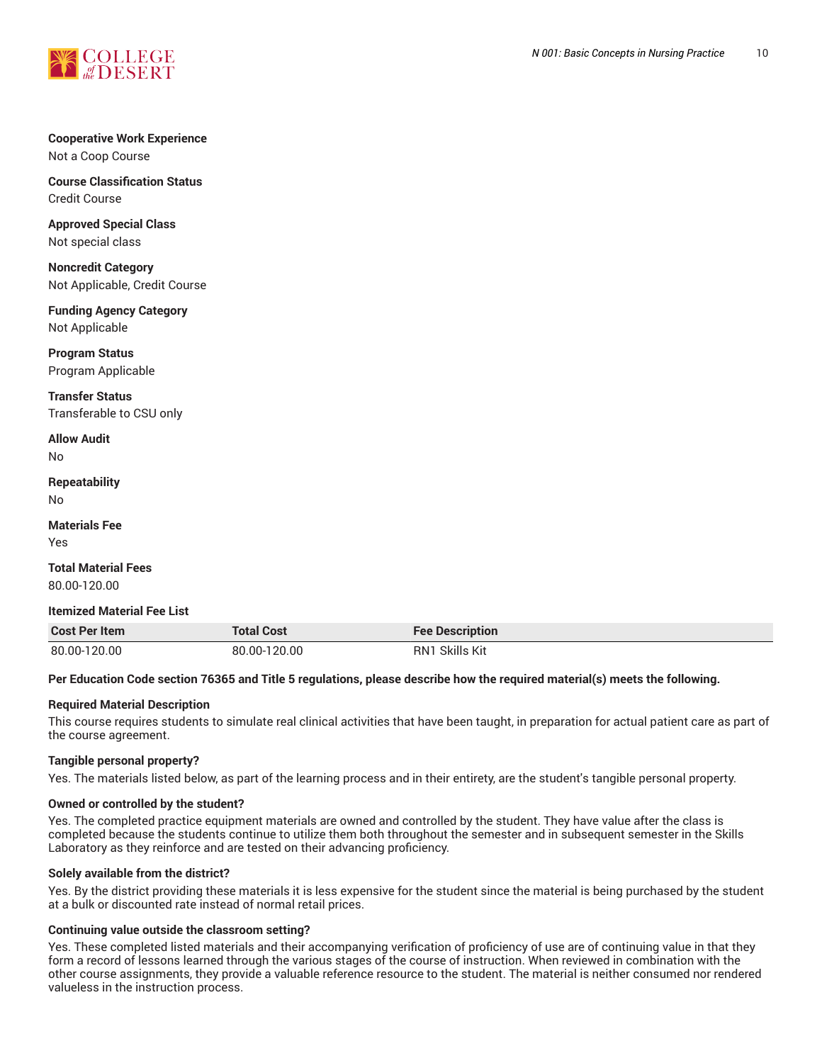**Cooperative Work Experience**
Not a Coop Course

**Course Classification Status**
Credit Course

**Approved Special Class**
Not special class

**Noncredit Category**
Not Applicable, Credit Course

**Funding Agency Category**
Not Applicable

**Program Status**
Program Applicable

**Transfer Status**
Transferable to CSU only

**Allow Audit**
No

**Repeatability**
No

**Materials Fee**
Yes

**Total Material Fees**
80.00-120.00

**Itemized Material Fee List**

| Cost Per Item | Total Cost | Fee Description |
|---|---|---|
| 80.00-120.00 | 80.00-120.00 | RN1 Skills Kit |

**Per Education Code section 76365 and Title 5 regulations, please describe how the required material(s) meets the following.**

**Required Material Description**
This course requires students to simulate real clinical activities that have been taught, in preparation for actual patient care as part of the course agreement.

**Tangible personal property?**
Yes. The materials listed below, as part of the learning process and in their entirety, are the student's tangible personal property.

**Owned or controlled by the student?**
Yes. The completed practice equipment materials are owned and controlled by the student. They have value after the class is completed because the students continue to utilize them both throughout the semester and in subsequent semester in the Skills Laboratory as they reinforce and are tested on their advancing proficiency.

**Solely available from the district?**
Yes. By the district providing these materials it is less expensive for the student since the material is being purchased by the student at a bulk or discounted rate instead of normal retail prices.

**Continuing value outside the classroom setting?**
Yes. These completed listed materials and their accompanying verification of proficiency of use are of continuing value in that they form a record of lessons learned through the various stages of the course of instruction. When reviewed in combination with the other course assignments, they provide a valuable reference resource to the student. The material is neither consumed nor rendered valueless in the instruction process.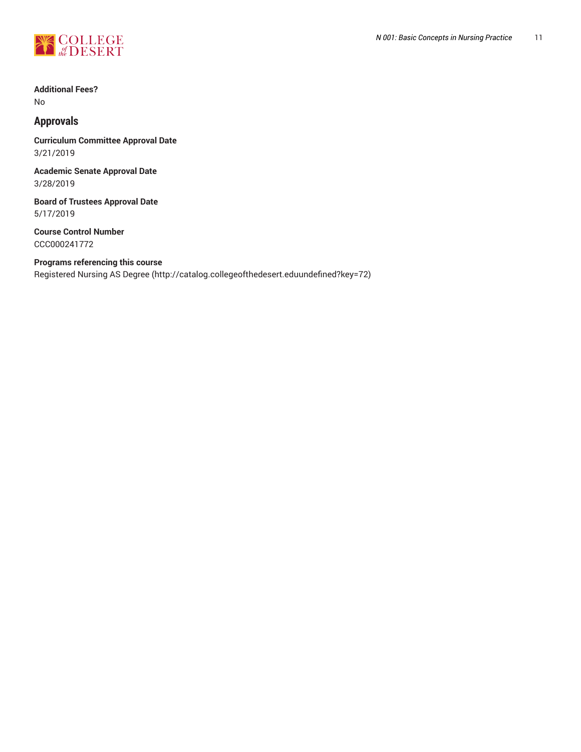**Additional Fees?**
No

## Approvals

**Curriculum Committee Approval Date**
3/21/2019

**Academic Senate Approval Date**
3/28/2019

**Board of Trustees Approval Date**
5/17/2019

**Course Control Number**
CCC000241772

**Programs referencing this course**
Registered Nursing AS Degree (http://catalog.collegeofthedesert.eduundefined?key=72)